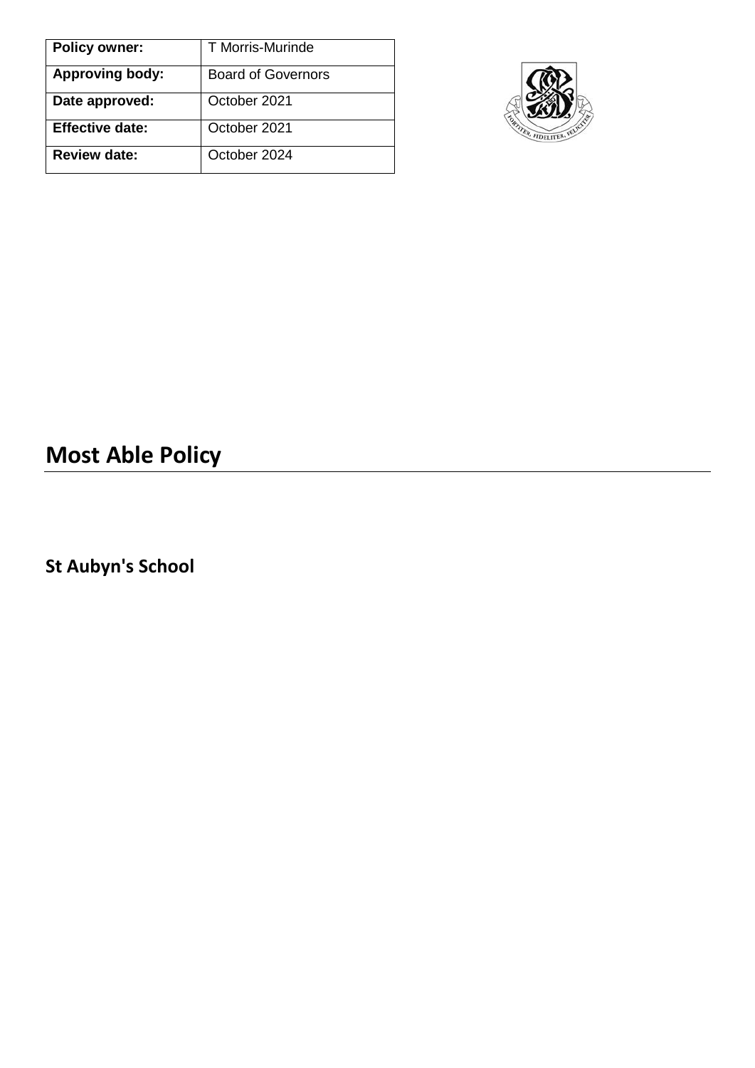| **Policy owner:** | T Morris-Murinde |
| --- | --- |
| **Approving body:** | Board of Governors |
| **Date approved:** | October 2021 |
| **Effective date:** | October 2021 |
| **Review date:** | October 2024 |

# Most Able Policy

## St Aubyn's School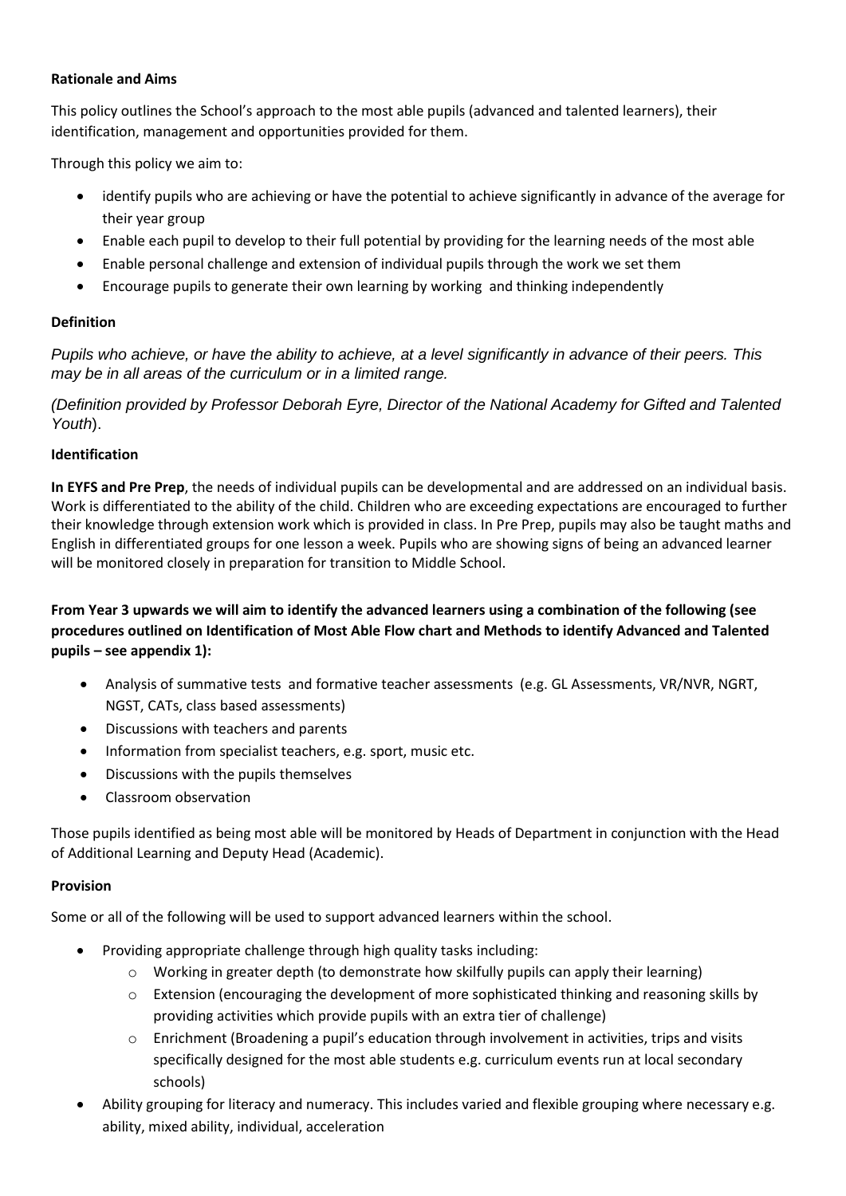**Rationale and Aims**

This policy outlines the School's approach to the most able pupils (advanced and talented learners), their identification, management and opportunities provided for them.

Through this policy we aim to:

- identify pupils who are achieving or have the potential to achieve significantly in advance of the average for their year group
- Enable each pupil to develop to their full potential by providing for the learning needs of the most able
- Enable personal challenge and extension of individual pupils through the work we set them
- Encourage pupils to generate their own learning by working and thinking independently

**Definition**

*Pupils who achieve, or have the ability to achieve, at a level significantly in advance of their peers. This may be in all areas of the curriculum or in a limited range.*

*(Definition provided by Professor Deborah Eyre, Director of the National Academy for Gifted and Talented Youth*).

**Identification**

**In EYFS and Pre Prep**, the needs of individual pupils can be developmental and are addressed on an individual basis. Work is differentiated to the ability of the child. Children who are exceeding expectations are encouraged to further their knowledge through extension work which is provided in class. In Pre Prep, pupils may also be taught maths and English in differentiated groups for one lesson a week. Pupils who are showing signs of being an advanced learner will be monitored closely in preparation for transition to Middle School.

**From Year 3 upwards we will aim to identify the advanced learners using a combination of the following (see procedures outlined on Identification of Most Able Flow chart and Methods to identify Advanced and Talented pupils – see appendix 1):**

- Analysis of summative tests and formative teacher assessments (e.g. GL Assessments, VR/NVR, NGRT, NGST, CATs, class based assessments)
- Discussions with teachers and parents
- Information from specialist teachers, e.g. sport, music etc.
- Discussions with the pupils themselves
- Classroom observation

Those pupils identified as being most able will be monitored by Heads of Department in conjunction with the Head of Additional Learning and Deputy Head (Academic).

**Provision**

Some or all of the following will be used to support advanced learners within the school.

- Providing appropriate challenge through high quality tasks including:
  - Working in greater depth (to demonstrate how skilfully pupils can apply their learning)
  - Extension (encouraging the development of more sophisticated thinking and reasoning skills by providing activities which provide pupils with an extra tier of challenge)
  - Enrichment (Broadening a pupil's education through involvement in activities, trips and visits specifically designed for the most able students e.g. curriculum events run at local secondary schools)
- Ability grouping for literacy and numeracy. This includes varied and flexible grouping where necessary e.g. ability, mixed ability, individual, acceleration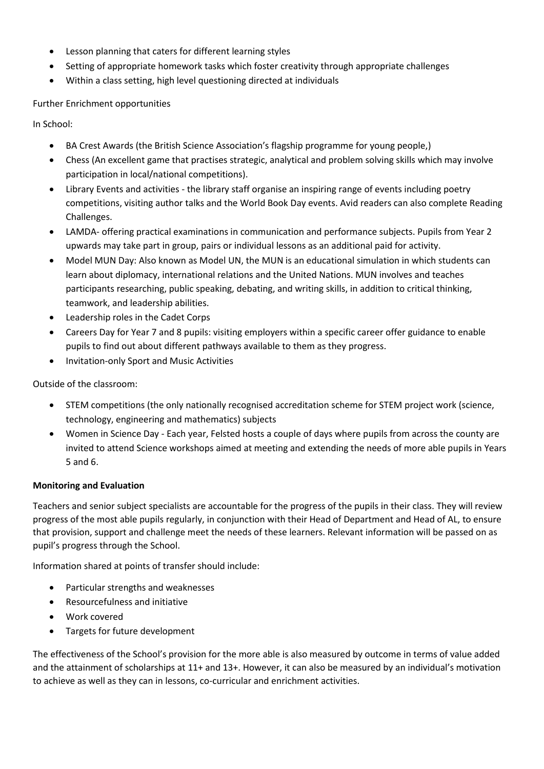- Lesson planning that caters for different learning styles
- Setting of appropriate homework tasks which foster creativity through appropriate challenges
- Within a class setting, high level questioning directed at individuals

Further Enrichment opportunities

In School:

- BA Crest Awards (the British Science Association's flagship programme for young people,)
- Chess (An excellent game that practises strategic, analytical and problem solving skills which may involve participation in local/national competitions).
- Library Events and activities - the library staff organise an inspiring range of events including poetry competitions, visiting author talks and the World Book Day events. Avid readers can also complete Reading Challenges.
- LAMDA- offering practical examinations in communication and performance subjects. Pupils from Year 2 upwards may take part in group, pairs or individual lessons as an additional paid for activity.
- Model MUN Day: Also known as Model UN, the MUN is an educational simulation in which students can learn about diplomacy, international relations and the United Nations. MUN involves and teaches participants researching, public speaking, debating, and writing skills, in addition to critical thinking, teamwork, and leadership abilities.
- Leadership roles in the Cadet Corps
- Careers Day for Year 7 and 8 pupils: visiting employers within a specific career offer guidance to enable pupils to find out about different pathways available to them as they progress.
- Invitation-only Sport and Music Activities

Outside of the classroom:

- STEM competitions (the only nationally recognised accreditation scheme for STEM project work (science, technology, engineering and mathematics) subjects
- Women in Science Day - Each year, Felsted hosts a couple of days where pupils from across the county are invited to attend Science workshops aimed at meeting and extending the needs of more able pupils in Years 5 and 6.

**Monitoring and Evaluation**

Teachers and senior subject specialists are accountable for the progress of the pupils in their class. They will review progress of the most able pupils regularly, in conjunction with their Head of Department and Head of AL, to ensure that provision, support and challenge meet the needs of these learners. Relevant information will be passed on as pupil's progress through the School.

Information shared at points of transfer should include:

- Particular strengths and weaknesses
- Resourcefulness and initiative
- Work covered
- Targets for future development

The effectiveness of the School's provision for the more able is also measured by outcome in terms of value added and the attainment of scholarships at 11+ and 13+. However, it can also be measured by an individual's motivation to achieve as well as they can in lessons, co-curricular and enrichment activities.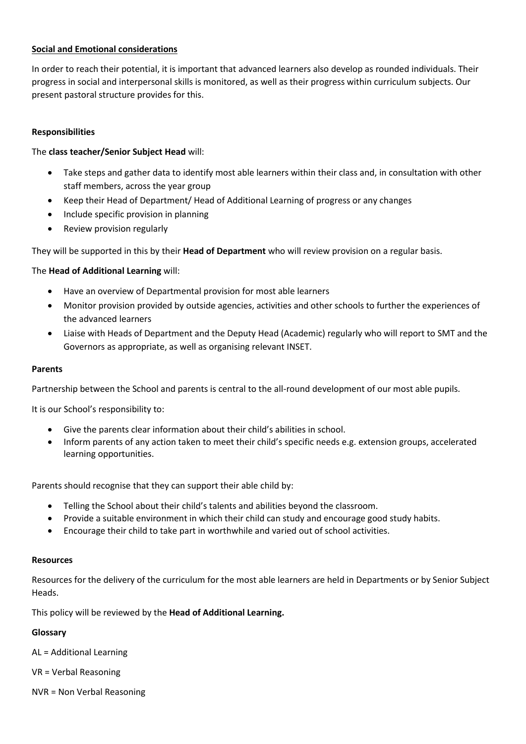**Social and Emotional considerations**

In order to reach their potential, it is important that advanced learners also develop as rounded individuals. Their progress in social and interpersonal skills is monitored, as well as their progress within curriculum subjects. Our present pastoral structure provides for this.

**Responsibilities**

The **class teacher/Senior Subject Head** will:

- Take steps and gather data to identify most able learners within their class and, in consultation with other staff members, across the year group
- Keep their Head of Department/ Head of Additional Learning of progress or any changes
- Include specific provision in planning
- Review provision regularly

They will be supported in this by their **Head of Department** who will review provision on a regular basis.

The **Head of Additional Learning** will:

- Have an overview of Departmental provision for most able learners
- Monitor provision provided by outside agencies, activities and other schools to further the experiences of the advanced learners
- Liaise with Heads of Department and the Deputy Head (Academic) regularly who will report to SMT and the Governors as appropriate, as well as organising relevant INSET.

**Parents**

Partnership between the School and parents is central to the all-round development of our most able pupils.

It is our School's responsibility to:

- Give the parents clear information about their child's abilities in school.
- Inform parents of any action taken to meet their child's specific needs e.g. extension groups, accelerated learning opportunities.

Parents should recognise that they can support their able child by:

- Telling the School about their child's talents and abilities beyond the classroom.
- Provide a suitable environment in which their child can study and encourage good study habits.
- Encourage their child to take part in worthwhile and varied out of school activities.

**Resources**

Resources for the delivery of the curriculum for the most able learners are held in Departments or by Senior Subject Heads.

This policy will be reviewed by the **Head of Additional Learning.**

**Glossary**

AL = Additional Learning

VR = Verbal Reasoning

NVR = Non Verbal Reasoning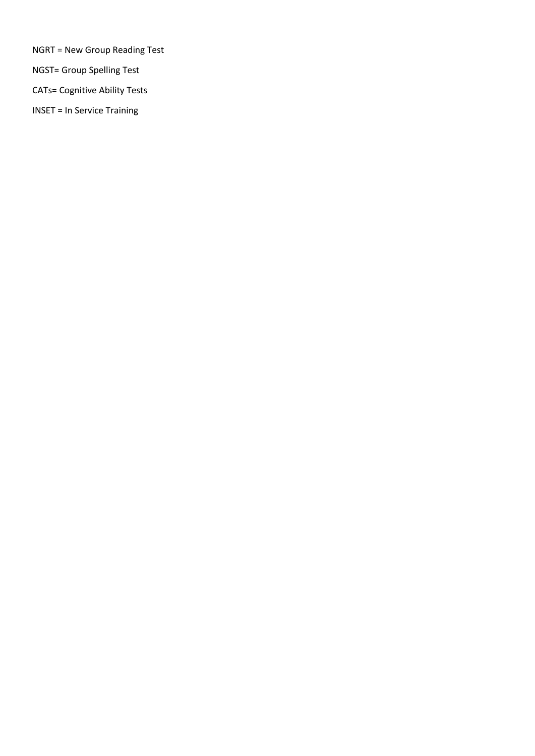NGRT = New Group Reading Test

NGST= Group Spelling Test

CATs= Cognitive Ability Tests

INSET = In Service Training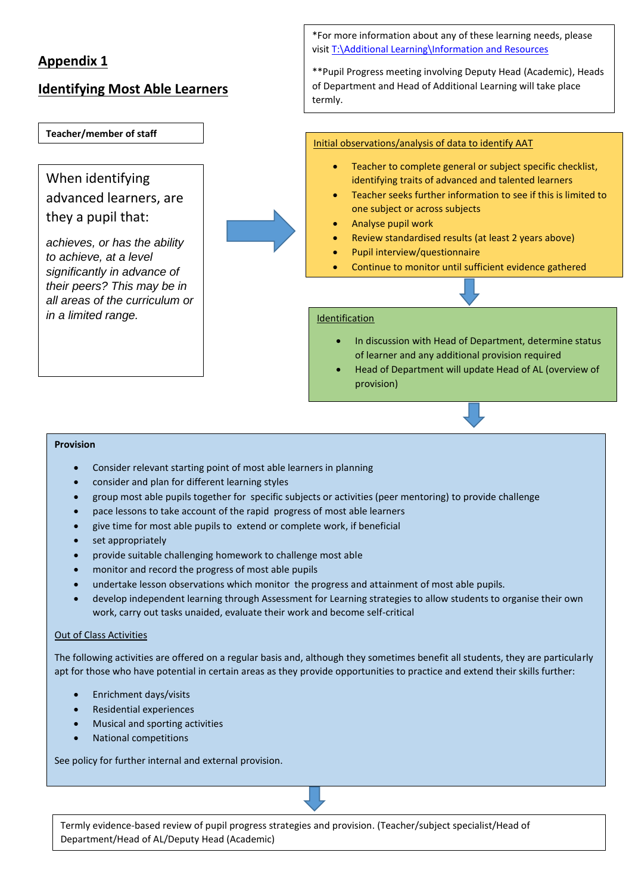## Appendix 1

## Identifying Most Able Learners

*For more information about any of these learning needs, please visit T:\Additional Learning\Information and Resources

**Pupil Progress meeting involving Deputy Head (Academic), Heads of Department and Head of Additional Learning will take place termly.

**Teacher/member of staff**

When identifying advanced learners, are they a pupil that:

*achieves, or has the ability to achieve, at a level significantly in advance of their peers? This may be in all areas of the curriculum or in a limited range.*

Initial observations/analysis of data to identify AAT

- Teacher to complete general or subject specific checklist, identifying traits of advanced and talented learners
- Teacher seeks further information to see if this is limited to one subject or across subjects
- Analyse pupil work
- Review standardised results (at least 2 years above)
- Pupil interview/questionnaire
- Continue to monitor until sufficient evidence gathered

Identification

- In discussion with Head of Department, determine status of learner and any additional provision required
- Head of Department will update Head of AL (overview of provision)

**Provision**

- Consider relevant starting point of most able learners in planning
- consider and plan for different learning styles
- group most able pupils together for specific subjects or activities (peer mentoring) to provide challenge
- pace lessons to take account of the rapid progress of most able learners
- give time for most able pupils to extend or complete work, if beneficial
- set appropriately
- provide suitable challenging homework to challenge most able
- monitor and record the progress of most able pupils
- undertake lesson observations which monitor the progress and attainment of most able pupils.
- develop independent learning through Assessment for Learning strategies to allow students to organise their own work, carry out tasks unaided, evaluate their work and become self-critical

Out of Class Activities

The following activities are offered on a regular basis and, although they sometimes benefit all students, they are particularly apt for those who have potential in certain areas as they provide opportunities to practice and extend their skills further:

- Enrichment days/visits
- Residential experiences
- Musical and sporting activities
- National competitions

See policy for further internal and external provision.

Termly evidence-based review of pupil progress strategies and provision. (Teacher/subject specialist/Head of Department/Head of AL/Deputy Head (Academic)